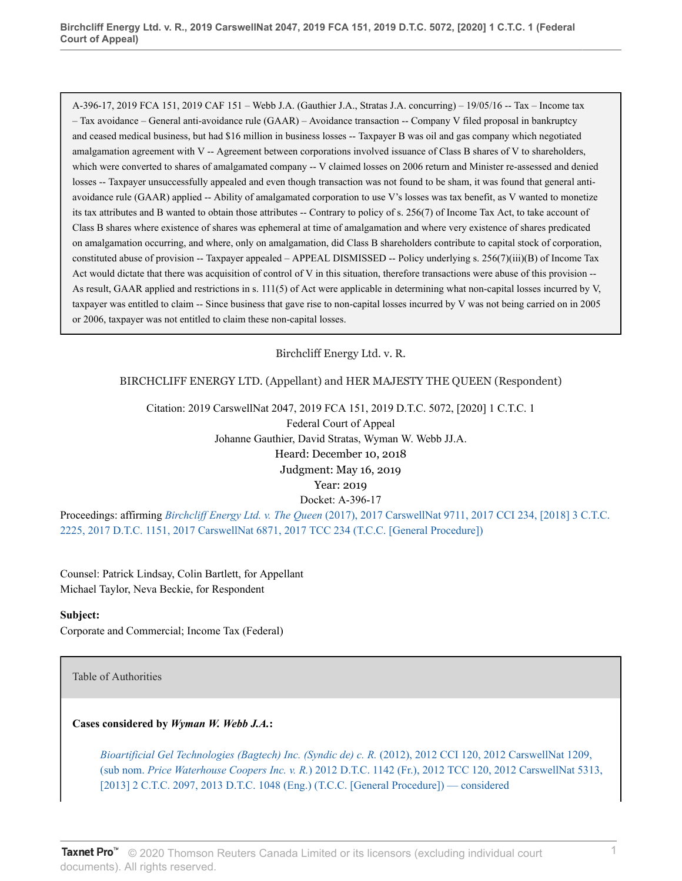A-396-17, 2019 FCA 151, 2019 CAF 151 – Webb J.A. (Gauthier J.A., Stratas J.A. concurring) – 19/05/16 -- Tax – Income tax – Tax avoidance – General anti-avoidance rule (GAAR) – Avoidance transaction -- Company V filed proposal in bankruptcy and ceased medical business, but had $16 million in business losses -- Taxpayer B was oil and gas company which negotiated amalgamation agreement with V -- Agreement between corporations involved issuance of Class B shares of V to shareholders, which were converted to shares of amalgamated company -- V claimed losses on 2006 return and Minister re-assessed and denied losses -- Taxpayer unsuccessfully appealed and even though transaction was not found to be sham, it was found that general anti-avoidance rule (GAAR) applied -- Ability of amalgamated corporation to use V's losses was tax benefit, as V wanted to monetize its tax attributes and B wanted to obtain those attributes -- Contrary to policy of s. 256(7) of Income Tax Act, to take account of Class B shares where existence of shares was ephemeral at time of amalgamation and where very existence of shares predicated on amalgamation occurring, and where, only on amalgamation, did Class B shareholders contribute to capital stock of corporation, constituted abuse of provision -- Taxpayer appealed – APPEAL DISMISSED -- Policy underlying s. 256(7)(iii)(B) of Income Tax Act would dictate that there was acquisition of control of V in this situation, therefore transactions were abuse of this provision -- As result, GAAR applied and restrictions in s. 111(5) of Act were applicable in determining what non-capital losses incurred by V, taxpayer was entitled to claim -- Since business that gave rise to non-capital losses incurred by V was not being carried on in 2005 or 2006, taxpayer was not entitled to claim these non-capital losses.

Birchcliff Energy Ltd. v. R.

BIRCHCLIFF ENERGY LTD. (Appellant) and HER MAJESTY THE QUEEN (Respondent)

Citation: 2019 CarswellNat 2047, 2019 FCA 151, 2019 D.T.C. 5072, [2020] 1 C.T.C. 1
Federal Court of Appeal
Johanne Gauthier, David Stratas, Wyman W. Webb JJ.A.
Heard: December 10, 2018
Judgment: May 16, 2019
Year: 2019
Docket: A-396-17

Proceedings: affirming *Birchcliff Energy Ltd. v. The Queen* (2017), 2017 CarswellNat 9711, 2017 CCI 234, [2018] 3 C.T.C. 2225, 2017 D.T.C. 1151, 2017 CarswellNat 6871, 2017 TCC 234 (T.C.C. [General Procedure])

Counsel: Patrick Lindsay, Colin Bartlett, for Appellant
Michael Taylor, Neva Beckie, for Respondent

**Subject:**
Corporate and Commercial; Income Tax (Federal)

Table of Authorities

**Cases considered by *Wyman W. Webb J.A.*:**

*Bioartificial Gel Technologies (Bagtech) Inc. (Syndic de) c. R.* (2012), 2012 CCI 120, 2012 CarswellNat 1209, (sub nom. *Price Waterhouse Coopers Inc. v. R.*) 2012 D.T.C. 1142 (Fr.), 2012 TCC 120, 2012 CarswellNat 5313, [2013] 2 C.T.C. 2097, 2013 D.T.C. 1048 (Eng.) (T.C.C. [General Procedure]) — considered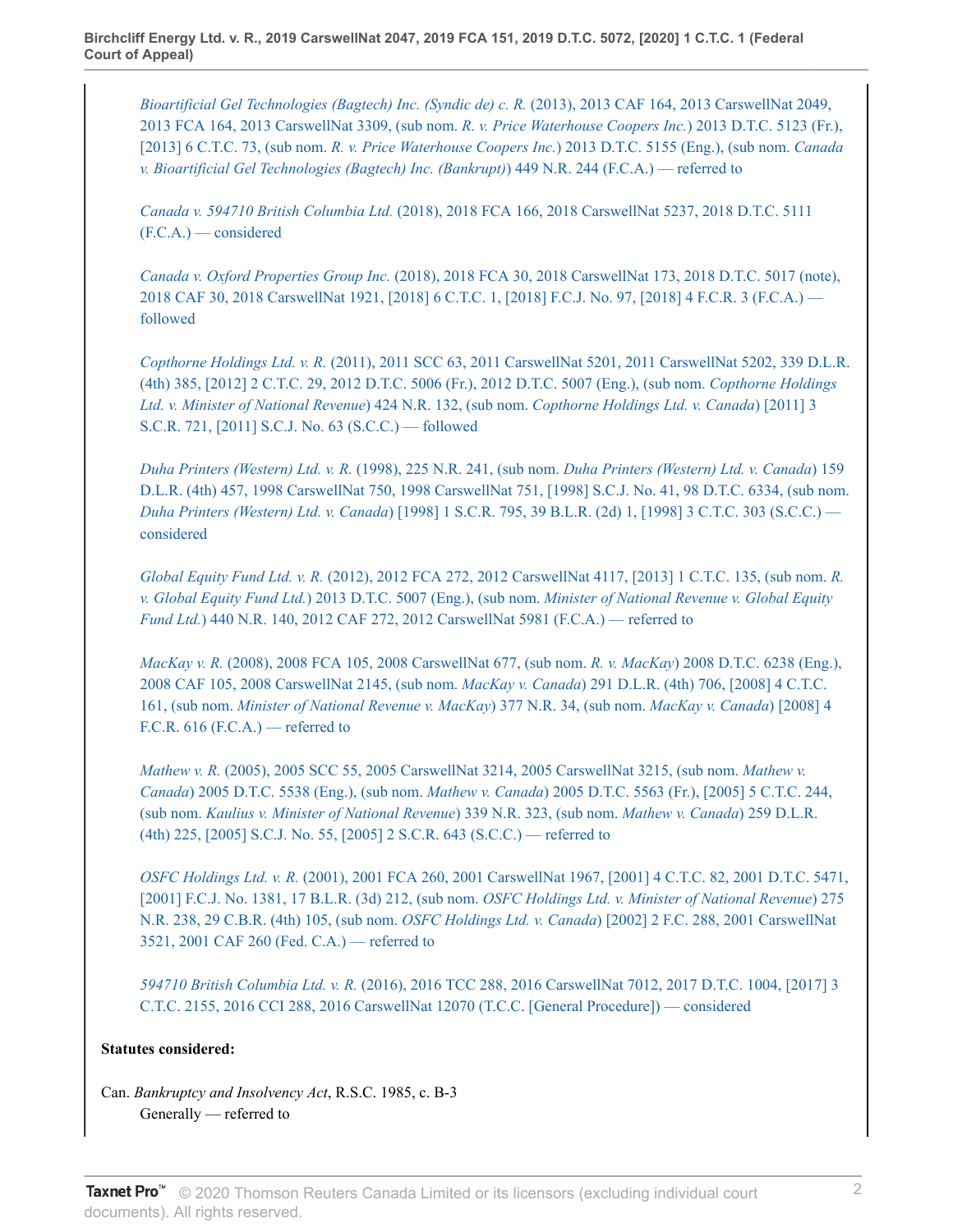*Bioartificial Gel Technologies (Bagtech) Inc. (Syndic de) c. R.* (2013), 2013 CAF 164, 2013 CarswellNat 2049, 2013 FCA 164, 2013 CarswellNat 3309, (sub nom. *R. v. Price Waterhouse Coopers Inc.*) 2013 D.T.C. 5123 (Fr.), [2013] 6 C.T.C. 73, (sub nom. *R. v. Price Waterhouse Coopers Inc.*) 2013 D.T.C. 5155 (Eng.), (sub nom. *Canada v. Bioartificial Gel Technologies (Bagtech) Inc. (Bankrupt)*) 449 N.R. 244 (F.C.A.) — referred to

*Canada v. 594710 British Columbia Ltd.* (2018), 2018 FCA 166, 2018 CarswellNat 5237, 2018 D.T.C. 5111 (F.C.A.) — considered

*Canada v. Oxford Properties Group Inc.* (2018), 2018 FCA 30, 2018 CarswellNat 173, 2018 D.T.C. 5017 (note), 2018 CAF 30, 2018 CarswellNat 1921, [2018] 6 C.T.C. 1, [2018] F.C.J. No. 97, [2018] 4 F.C.R. 3 (F.C.A.) — followed

*Copthorne Holdings Ltd. v. R.* (2011), 2011 SCC 63, 2011 CarswellNat 5201, 2011 CarswellNat 5202, 339 D.L.R. (4th) 385, [2012] 2 C.T.C. 29, 2012 D.T.C. 5006 (Fr.), 2012 D.T.C. 5007 (Eng.), (sub nom. *Copthorne Holdings Ltd. v. Minister of National Revenue*) 424 N.R. 132, (sub nom. *Copthorne Holdings Ltd. v. Canada*) [2011] 3 S.C.R. 721, [2011] S.C.J. No. 63 (S.C.C.) — followed

*Duha Printers (Western) Ltd. v. R.* (1998), 225 N.R. 241, (sub nom. *Duha Printers (Western) Ltd. v. Canada*) 159 D.L.R. (4th) 457, 1998 CarswellNat 750, 1998 CarswellNat 751, [1998] S.C.J. No. 41, 98 D.T.C. 6334, (sub nom. *Duha Printers (Western) Ltd. v. Canada*) [1998] 1 S.C.R. 795, 39 B.L.R. (2d) 1, [1998] 3 C.T.C. 303 (S.C.C.) — considered

*Global Equity Fund Ltd. v. R.* (2012), 2012 FCA 272, 2012 CarswellNat 4117, [2013] 1 C.T.C. 135, (sub nom. *R. v. Global Equity Fund Ltd.*) 2013 D.T.C. 5007 (Eng.), (sub nom. *Minister of National Revenue v. Global Equity Fund Ltd.*) 440 N.R. 140, 2012 CAF 272, 2012 CarswellNat 5981 (F.C.A.) — referred to

*MacKay v. R.* (2008), 2008 FCA 105, 2008 CarswellNat 677, (sub nom. *R. v. MacKay*) 2008 D.T.C. 6238 (Eng.), 2008 CAF 105, 2008 CarswellNat 2145, (sub nom. *MacKay v. Canada*) 291 D.L.R. (4th) 706, [2008] 4 C.T.C. 161, (sub nom. *Minister of National Revenue v. MacKay*) 377 N.R. 34, (sub nom. *MacKay v. Canada*) [2008] 4 F.C.R. 616 (F.C.A.) — referred to

*Mathew v. R.* (2005), 2005 SCC 55, 2005 CarswellNat 3214, 2005 CarswellNat 3215, (sub nom. *Mathew v. Canada*) 2005 D.T.C. 5538 (Eng.), (sub nom. *Mathew v. Canada*) 2005 D.T.C. 5563 (Fr.), [2005] 5 C.T.C. 244, (sub nom. *Kaulius v. Minister of National Revenue*) 339 N.R. 323, (sub nom. *Mathew v. Canada*) 259 D.L.R. (4th) 225, [2005] S.C.J. No. 55, [2005] 2 S.C.R. 643 (S.C.C.) — referred to

*OSFC Holdings Ltd. v. R.* (2001), 2001 FCA 260, 2001 CarswellNat 1967, [2001] 4 C.T.C. 82, 2001 D.T.C. 5471, [2001] F.C.J. No. 1381, 17 B.L.R. (3d) 212, (sub nom. *OSFC Holdings Ltd. v. Minister of National Revenue*) 275 N.R. 238, 29 C.B.R. (4th) 105, (sub nom. *OSFC Holdings Ltd. v. Canada*) [2002] 2 F.C. 288, 2001 CarswellNat 3521, 2001 CAF 260 (Fed. C.A.) — referred to

*594710 British Columbia Ltd. v. R.* (2016), 2016 TCC 288, 2016 CarswellNat 7012, 2017 D.T.C. 1004, [2017] 3 C.T.C. 2155, 2016 CCI 288, 2016 CarswellNat 12070 (T.C.C. [General Procedure]) — considered

**Statutes considered:**

Can. *Bankruptcy and Insolvency Act*, R.S.C. 1985, c. B-3

Generally — referred to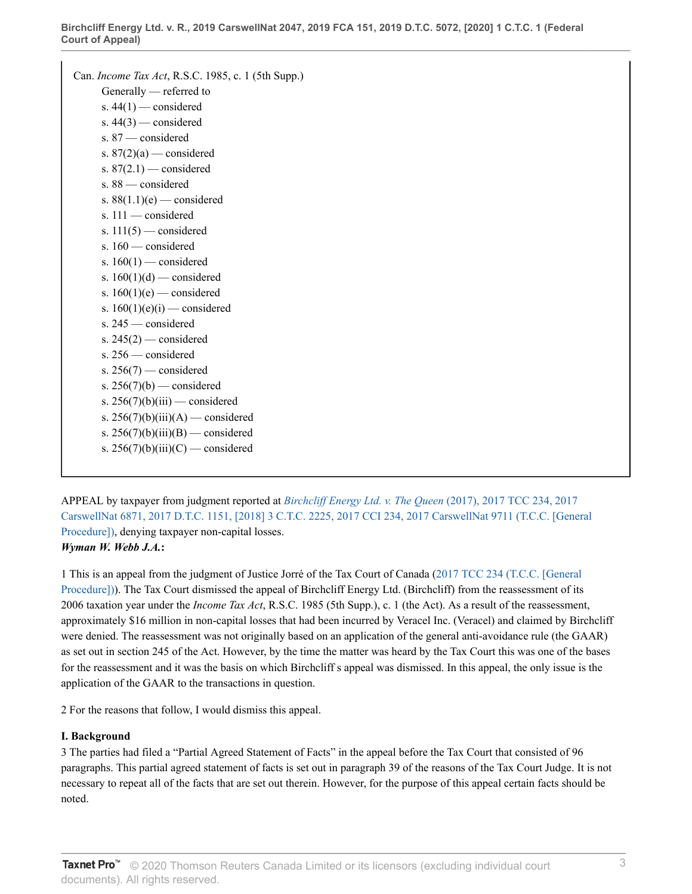Can. *Income Tax Act*, R.S.C. 1985, c. 1 (5th Supp.)

- Generally — referred to
- s. 44(1) — considered
- s. 44(3) — considered
- s. 87 — considered
- s. 87(2)(a) — considered
- s. 87(2.1) — considered
- s. 88 — considered
- s. 88(1.1)(e) — considered
- s. 111 — considered
- s. 111(5) — considered
- s. 160 — considered
- s. 160(1) — considered
- s. 160(1)(d) — considered
- s. 160(1)(e) — considered
- s. 160(1)(e)(i) — considered
- s. 245 — considered
- s. 245(2) — considered
- s. 256 — considered
- s. 256(7) — considered
- s. 256(7)(b) — considered
- s. 256(7)(b)(iii) — considered
- s. 256(7)(b)(iii)(A) — considered
- s. 256(7)(b)(iii)(B) — considered
- s. 256(7)(b)(iii)(C) — considered

APPEAL by taxpayer from judgment reported at *Birchcliff Energy Ltd. v. The Queen* (2017), 2017 TCC 234, 2017 CarswellNat 6871, 2017 D.T.C. 1151, [2018] 3 C.T.C. 2225, 2017 CCI 234, 2017 CarswellNat 9711 (T.C.C. [General Procedure]), denying taxpayer non-capital losses.

***Wyman W. Webb J.A.*:**

1 This is an appeal from the judgment of Justice Jorré of the Tax Court of Canada (2017 TCC 234 (T.C.C. [General Procedure])). The Tax Court dismissed the appeal of Birchcliff Energy Ltd. (Birchcliff) from the reassessment of its 2006 taxation year under the *Income Tax Act*, R.S.C. 1985 (5th Supp.), c. 1 (the Act). As a result of the reassessment, approximately $16 million in non-capital losses that had been incurred by Veracel Inc. (Veracel) and claimed by Birchcliff were denied. The reassessment was not originally based on an application of the general anti-avoidance rule (the GAAR) as set out in section 245 of the Act. However, by the time the matter was heard by the Tax Court this was one of the bases for the reassessment and it was the basis on which Birchcliff s appeal was dismissed. In this appeal, the only issue is the application of the GAAR to the transactions in question.

2 For the reasons that follow, I would dismiss this appeal.

**I. Background**

3 The parties had filed a "Partial Agreed Statement of Facts" in the appeal before the Tax Court that consisted of 96 paragraphs. This partial agreed statement of facts is set out in paragraph 39 of the reasons of the Tax Court Judge. It is not necessary to repeat all of the facts that are set out therein. However, for the purpose of this appeal certain facts should be noted.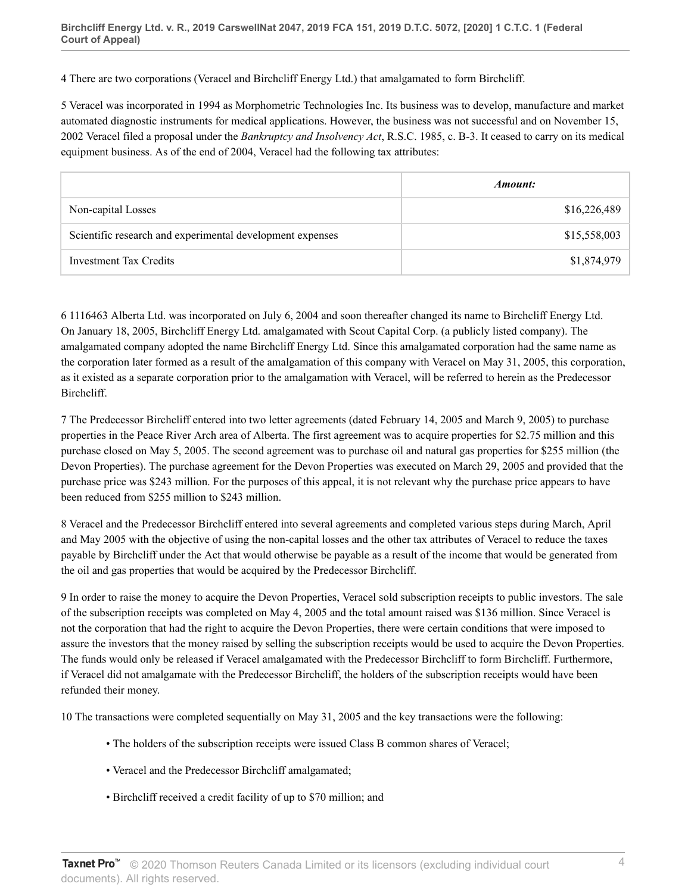4 There are two corporations (Veracel and Birchcliff Energy Ltd.) that amalgamated to form Birchcliff.

5 Veracel was incorporated in 1994 as Morphometric Technologies Inc. Its business was to develop, manufacture and market automated diagnostic instruments for medical applications. However, the business was not successful and on November 15, 2002 Veracel filed a proposal under the *Bankruptcy and Insolvency Act*, R.S.C. 1985, c. B-3. It ceased to carry on its medical equipment business. As of the end of 2004, Veracel had the following tax attributes:

| | ***Amount:*** |
|---|---:|
| Non-capital Losses | \$16,226,489 |
| Scientific research and experimental development expenses | \$15,558,003 |
| Investment Tax Credits | \$1,874,979 |

6 1116463 Alberta Ltd. was incorporated on July 6, 2004 and soon thereafter changed its name to Birchcliff Energy Ltd. On January 18, 2005, Birchcliff Energy Ltd. amalgamated with Scout Capital Corp. (a publicly listed company). The amalgamated company adopted the name Birchcliff Energy Ltd. Since this amalgamated corporation had the same name as the corporation later formed as a result of the amalgamation of this company with Veracel on May 31, 2005, this corporation, as it existed as a separate corporation prior to the amalgamation with Veracel, will be referred to herein as the Predecessor Birchcliff.

7 The Predecessor Birchcliff entered into two letter agreements (dated February 14, 2005 and March 9, 2005) to purchase properties in the Peace River Arch area of Alberta. The first agreement was to acquire properties for \$2.75 million and this purchase closed on May 5, 2005. The second agreement was to purchase oil and natural gas properties for \$255 million (the Devon Properties). The purchase agreement for the Devon Properties was executed on March 29, 2005 and provided that the purchase price was \$243 million. For the purposes of this appeal, it is not relevant why the purchase price appears to have been reduced from \$255 million to \$243 million.

8 Veracel and the Predecessor Birchcliff entered into several agreements and completed various steps during March, April and May 2005 with the objective of using the non-capital losses and the other tax attributes of Veracel to reduce the taxes payable by Birchcliff under the Act that would otherwise be payable as a result of the income that would be generated from the oil and gas properties that would be acquired by the Predecessor Birchcliff.

9 In order to raise the money to acquire the Devon Properties, Veracel sold subscription receipts to public investors. The sale of the subscription receipts was completed on May 4, 2005 and the total amount raised was \$136 million. Since Veracel is not the corporation that had the right to acquire the Devon Properties, there were certain conditions that were imposed to assure the investors that the money raised by selling the subscription receipts would be used to acquire the Devon Properties. The funds would only be released if Veracel amalgamated with the Predecessor Birchcliff to form Birchcliff. Furthermore, if Veracel did not amalgamate with the Predecessor Birchcliff, the holders of the subscription receipts would have been refunded their money.

10 The transactions were completed sequentially on May 31, 2005 and the key transactions were the following:

- The holders of the subscription receipts were issued Class B common shares of Veracel;
- Veracel and the Predecessor Birchcliff amalgamated;
- Birchcliff received a credit facility of up to \$70 million; and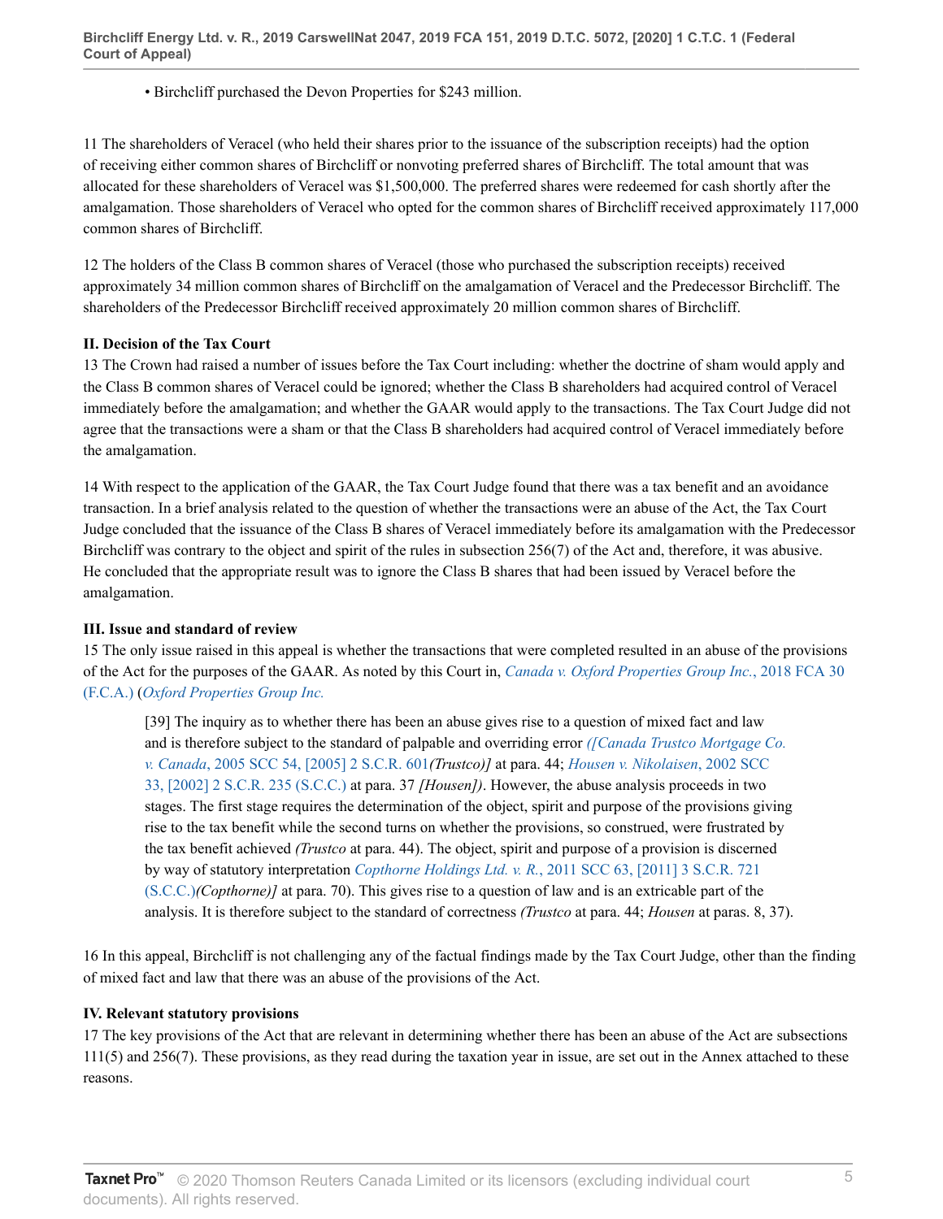• Birchcliff purchased the Devon Properties for $243 million.

11 The shareholders of Veracel (who held their shares prior to the issuance of the subscription receipts) had the option of receiving either common shares of Birchcliff or nonvoting preferred shares of Birchcliff. The total amount that was allocated for these shareholders of Veracel was $1,500,000. The preferred shares were redeemed for cash shortly after the amalgamation. Those shareholders of Veracel who opted for the common shares of Birchcliff received approximately 117,000 common shares of Birchcliff.

12 The holders of the Class B common shares of Veracel (those who purchased the subscription receipts) received approximately 34 million common shares of Birchcliff on the amalgamation of Veracel and the Predecessor Birchcliff. The shareholders of the Predecessor Birchcliff received approximately 20 million common shares of Birchcliff.

**II. Decision of the Tax Court**

13 The Crown had raised a number of issues before the Tax Court including: whether the doctrine of sham would apply and the Class B common shares of Veracel could be ignored; whether the Class B shareholders had acquired control of Veracel immediately before the amalgamation; and whether the GAAR would apply to the transactions. The Tax Court Judge did not agree that the transactions were a sham or that the Class B shareholders had acquired control of Veracel immediately before the amalgamation.

14 With respect to the application of the GAAR, the Tax Court Judge found that there was a tax benefit and an avoidance transaction. In a brief analysis related to the question of whether the transactions were an abuse of the Act, the Tax Court Judge concluded that the issuance of the Class B shares of Veracel immediately before its amalgamation with the Predecessor Birchcliff was contrary to the object and spirit of the rules in subsection 256(7) of the Act and, therefore, it was abusive. He concluded that the appropriate result was to ignore the Class B shares that had been issued by Veracel before the amalgamation.

**III. Issue and standard of review**

15 The only issue raised in this appeal is whether the transactions that were completed resulted in an abuse of the provisions of the Act for the purposes of the GAAR. As noted by this Court in, *Canada v. Oxford Properties Group Inc.*, 2018 FCA 30 (F.C.A.) (*Oxford Properties Group Inc.*

> [39] The inquiry as to whether there has been an abuse gives rise to a question of mixed fact and law and is therefore subject to the standard of palpable and overriding error *([Canada Trustco Mortgage Co. v. Canada*, 2005 SCC 54, [2005] 2 S.C.R. 601*(Trustco)]* at para. 44; *Housen v. Nikolaisen*, 2002 SCC 33, [2002] 2 S.C.R. 235 (S.C.C.) at para. 37 *[Housen])*. However, the abuse analysis proceeds in two stages. The first stage requires the determination of the object, spirit and purpose of the provisions giving rise to the tax benefit while the second turns on whether the provisions, so construed, were frustrated by the tax benefit achieved *(Trustco* at para. 44). The object, spirit and purpose of a provision is discerned by way of statutory interpretation *Copthorne Holdings Ltd. v. R.*, 2011 SCC 63, [2011] 3 S.C.R. 721 (S.C.C.)*(Copthorne)]* at para. 70). This gives rise to a question of law and is an extricable part of the analysis. It is therefore subject to the standard of correctness *(Trustco* at para. 44; *Housen* at paras. 8, 37).

16 In this appeal, Birchcliff is not challenging any of the factual findings made by the Tax Court Judge, other than the finding of mixed fact and law that there was an abuse of the provisions of the Act.

**IV. Relevant statutory provisions**

17 The key provisions of the Act that are relevant in determining whether there has been an abuse of the Act are subsections 111(5) and 256(7). These provisions, as they read during the taxation year in issue, are set out in the Annex attached to these reasons.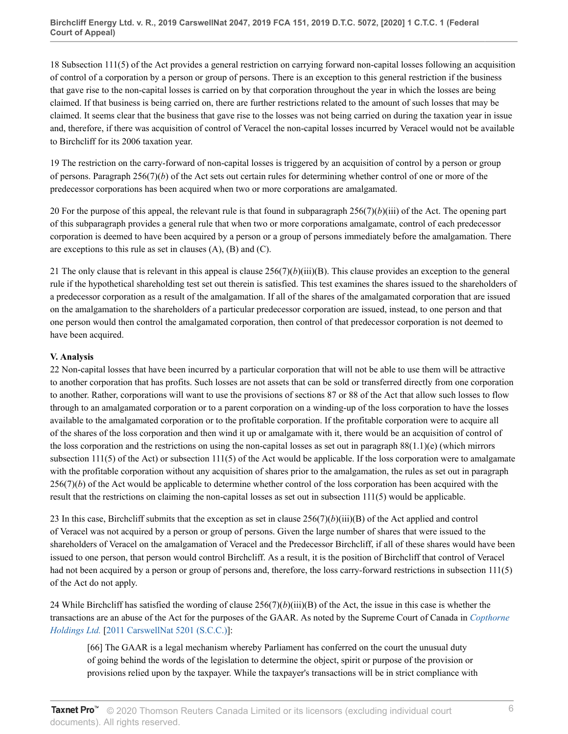18 Subsection 111(5) of the Act provides a general restriction on carrying forward non-capital losses following an acquisition of control of a corporation by a person or group of persons. There is an exception to this general restriction if the business that gave rise to the non-capital losses is carried on by that corporation throughout the year in which the losses are being claimed. If that business is being carried on, there are further restrictions related to the amount of such losses that may be claimed. It seems clear that the business that gave rise to the losses was not being carried on during the taxation year in issue and, therefore, if there was acquisition of control of Veracel the non-capital losses incurred by Veracel would not be available to Birchcliff for its 2006 taxation year.

19 The restriction on the carry-forward of non-capital losses is triggered by an acquisition of control by a person or group of persons. Paragraph 256(7)(*b*) of the Act sets out certain rules for determining whether control of one or more of the predecessor corporations has been acquired when two or more corporations are amalgamated.

20 For the purpose of this appeal, the relevant rule is that found in subparagraph 256(7)(*b*)(iii) of the Act. The opening part of this subparagraph provides a general rule that when two or more corporations amalgamate, control of each predecessor corporation is deemed to have been acquired by a person or a group of persons immediately before the amalgamation. There are exceptions to this rule as set in clauses (A), (B) and (C).

21 The only clause that is relevant in this appeal is clause 256(7)(*b*)(iii)(B). This clause provides an exception to the general rule if the hypothetical shareholding test set out therein is satisfied. This test examines the shares issued to the shareholders of a predecessor corporation as a result of the amalgamation. If all of the shares of the amalgamated corporation that are issued on the amalgamation to the shareholders of a particular predecessor corporation are issued, instead, to one person and that one person would then control the amalgamated corporation, then control of that predecessor corporation is not deemed to have been acquired.

**V. Analysis**

22 Non-capital losses that have been incurred by a particular corporation that will not be able to use them will be attractive to another corporation that has profits. Such losses are not assets that can be sold or transferred directly from one corporation to another. Rather, corporations will want to use the provisions of sections 87 or 88 of the Act that allow such losses to flow through to an amalgamated corporation or to a parent corporation on a winding-up of the loss corporation to have the losses available to the amalgamated corporation or to the profitable corporation. If the profitable corporation were to acquire all of the shares of the loss corporation and then wind it up or amalgamate with it, there would be an acquisition of control of the loss corporation and the restrictions on using the non-capital losses as set out in paragraph 88(1.1)(e) (which mirrors subsection 111(5) of the Act) or subsection 111(5) of the Act would be applicable. If the loss corporation were to amalgamate with the profitable corporation without any acquisition of shares prior to the amalgamation, the rules as set out in paragraph 256(7)(*b*) of the Act would be applicable to determine whether control of the loss corporation has been acquired with the result that the restrictions on claiming the non-capital losses as set out in subsection 111(5) would be applicable.

23 In this case, Birchcliff submits that the exception as set in clause 256(7)(*b*)(iii)(B) of the Act applied and control of Veracel was not acquired by a person or group of persons. Given the large number of shares that were issued to the shareholders of Veracel on the amalgamation of Veracel and the Predecessor Birchcliff, if all of these shares would have been issued to one person, that person would control Birchcliff. As a result, it is the position of Birchcliff that control of Veracel had not been acquired by a person or group of persons and, therefore, the loss carry-forward restrictions in subsection 111(5) of the Act do not apply.

24 While Birchcliff has satisfied the wording of clause 256(7)(*b*)(iii)(B) of the Act, the issue in this case is whether the transactions are an abuse of the Act for the purposes of the GAAR. As noted by the Supreme Court of Canada in *Copthorne Holdings Ltd.* [2011 CarswellNat 5201 (S.C.C.)]:

> [66] The GAAR is a legal mechanism whereby Parliament has conferred on the court the unusual duty of going behind the words of the legislation to determine the object, spirit or purpose of the provision or provisions relied upon by the taxpayer. While the taxpayer's transactions will be in strict compliance with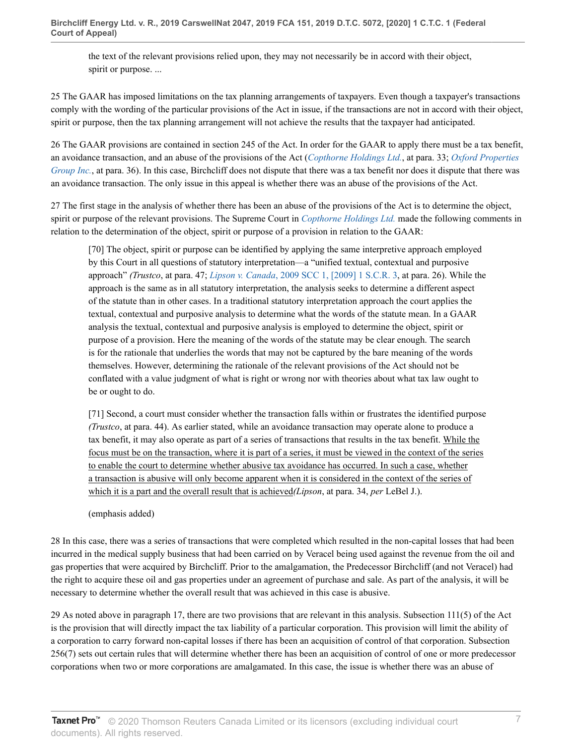the text of the relevant provisions relied upon, they may not necessarily be in accord with their object, spirit or purpose. ...

25 The GAAR has imposed limitations on the tax planning arrangements of taxpayers. Even though a taxpayer's transactions comply with the wording of the particular provisions of the Act in issue, if the transactions are not in accord with their object, spirit or purpose, then the tax planning arrangement will not achieve the results that the taxpayer had anticipated.

26 The GAAR provisions are contained in section 245 of the Act. In order for the GAAR to apply there must be a tax benefit, an avoidance transaction, and an abuse of the provisions of the Act (*Copthorne Holdings Ltd.*, at para. 33; *Oxford Properties Group Inc.*, at para. 36). In this case, Birchcliff does not dispute that there was a tax benefit nor does it dispute that there was an avoidance transaction. The only issue in this appeal is whether there was an abuse of the provisions of the Act.

27 The first stage in the analysis of whether there has been an abuse of the provisions of the Act is to determine the object, spirit or purpose of the relevant provisions. The Supreme Court in *Copthorne Holdings Ltd.* made the following comments in relation to the determination of the object, spirit or purpose of a provision in relation to the GAAR:

> [70] The object, spirit or purpose can be identified by applying the same interpretive approach employed by this Court in all questions of statutory interpretation—a "unified textual, contextual and purposive approach" *(Trustco*, at para. 47; *Lipson v. Canada*, 2009 SCC 1, [2009] 1 S.C.R. 3, at para. 26). While the approach is the same as in all statutory interpretation, the analysis seeks to determine a different aspect of the statute than in other cases. In a traditional statutory interpretation approach the court applies the textual, contextual and purposive analysis to determine what the words of the statute mean. In a GAAR analysis the textual, contextual and purposive analysis is employed to determine the object, spirit or purpose of a provision. Here the meaning of the words of the statute may be clear enough. The search is for the rationale that underlies the words that may not be captured by the bare meaning of the words themselves. However, determining the rationale of the relevant provisions of the Act should not be conflated with a value judgment of what is right or wrong nor with theories about what tax law ought to be or ought to do.
>
> [71] Second, a court must consider whether the transaction falls within or frustrates the identified purpose *(Trustco*, at para. 44). As earlier stated, while an avoidance transaction may operate alone to produce a tax benefit, it may also operate as part of a series of transactions that results in the tax benefit. <u>While the focus must be on the transaction, where it is part of a series, it must be viewed in the context of the series to enable the court to determine whether abusive tax avoidance has occurred. In such a case, whether a transaction is abusive will only become apparent when it is considered in the context of the series of which it is a part and the overall result that is achieved</u>*(Lipson*, at para. 34, *per* LeBel J.).
>
> (emphasis added)

28 In this case, there was a series of transactions that were completed which resulted in the non-capital losses that had been incurred in the medical supply business that had been carried on by Veracel being used against the revenue from the oil and gas properties that were acquired by Birchcliff. Prior to the amalgamation, the Predecessor Birchcliff (and not Veracel) had the right to acquire these oil and gas properties under an agreement of purchase and sale. As part of the analysis, it will be necessary to determine whether the overall result that was achieved in this case is abusive.

29 As noted above in paragraph 17, there are two provisions that are relevant in this analysis. Subsection 111(5) of the Act is the provision that will directly impact the tax liability of a particular corporation. This provision will limit the ability of a corporation to carry forward non-capital losses if there has been an acquisition of control of that corporation. Subsection 256(7) sets out certain rules that will determine whether there has been an acquisition of control of one or more predecessor corporations when two or more corporations are amalgamated. In this case, the issue is whether there was an abuse of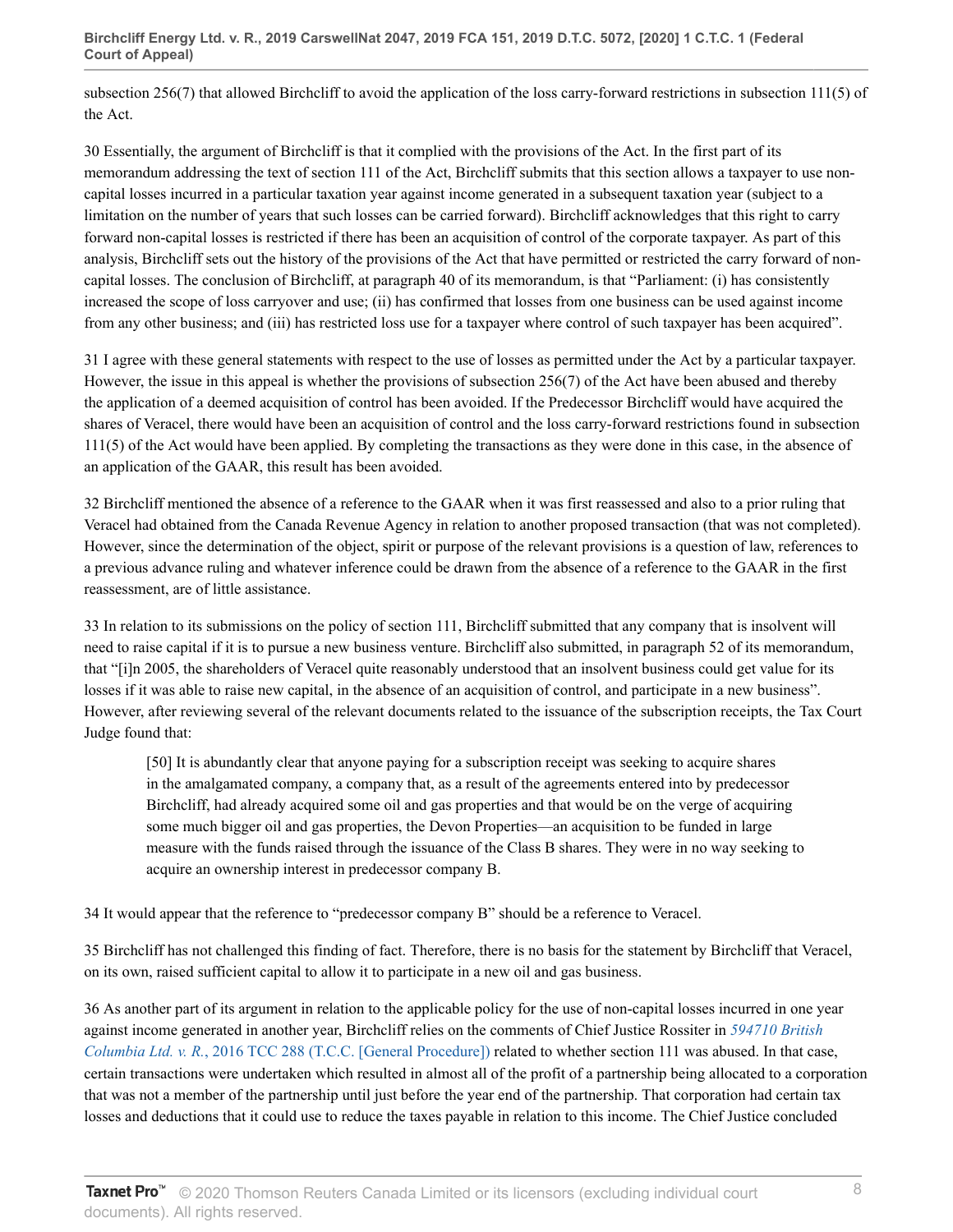subsection 256(7) that allowed Birchcliff to avoid the application of the loss carry-forward restrictions in subsection 111(5) of the Act.

30 Essentially, the argument of Birchcliff is that it complied with the provisions of the Act. In the first part of its memorandum addressing the text of section 111 of the Act, Birchcliff submits that this section allows a taxpayer to use non-capital losses incurred in a particular taxation year against income generated in a subsequent taxation year (subject to a limitation on the number of years that such losses can be carried forward). Birchcliff acknowledges that this right to carry forward non-capital losses is restricted if there has been an acquisition of control of the corporate taxpayer. As part of this analysis, Birchcliff sets out the history of the provisions of the Act that have permitted or restricted the carry forward of non-capital losses. The conclusion of Birchcliff, at paragraph 40 of its memorandum, is that "Parliament: (i) has consistently increased the scope of loss carryover and use; (ii) has confirmed that losses from one business can be used against income from any other business; and (iii) has restricted loss use for a taxpayer where control of such taxpayer has been acquired".

31 I agree with these general statements with respect to the use of losses as permitted under the Act by a particular taxpayer. However, the issue in this appeal is whether the provisions of subsection 256(7) of the Act have been abused and thereby the application of a deemed acquisition of control has been avoided. If the Predecessor Birchcliff would have acquired the shares of Veracel, there would have been an acquisition of control and the loss carry-forward restrictions found in subsection 111(5) of the Act would have been applied. By completing the transactions as they were done in this case, in the absence of an application of the GAAR, this result has been avoided.

32 Birchcliff mentioned the absence of a reference to the GAAR when it was first reassessed and also to a prior ruling that Veracel had obtained from the Canada Revenue Agency in relation to another proposed transaction (that was not completed). However, since the determination of the object, spirit or purpose of the relevant provisions is a question of law, references to a previous advance ruling and whatever inference could be drawn from the absence of a reference to the GAAR in the first reassessment, are of little assistance.

33 In relation to its submissions on the policy of section 111, Birchcliff submitted that any company that is insolvent will need to raise capital if it is to pursue a new business venture. Birchcliff also submitted, in paragraph 52 of its memorandum, that "[i]n 2005, the shareholders of Veracel quite reasonably understood that an insolvent business could get value for its losses if it was able to raise new capital, in the absence of an acquisition of control, and participate in a new business". However, after reviewing several of the relevant documents related to the issuance of the subscription receipts, the Tax Court Judge found that:

> [50] It is abundantly clear that anyone paying for a subscription receipt was seeking to acquire shares in the amalgamated company, a company that, as a result of the agreements entered into by predecessor Birchcliff, had already acquired some oil and gas properties and that would be on the verge of acquiring some much bigger oil and gas properties, the Devon Properties—an acquisition to be funded in large measure with the funds raised through the issuance of the Class B shares. They were in no way seeking to acquire an ownership interest in predecessor company B.

34 It would appear that the reference to "predecessor company B" should be a reference to Veracel.

35 Birchcliff has not challenged this finding of fact. Therefore, there is no basis for the statement by Birchcliff that Veracel, on its own, raised sufficient capital to allow it to participate in a new oil and gas business.

36 As another part of its argument in relation to the applicable policy for the use of non-capital losses incurred in one year against income generated in another year, Birchcliff relies on the comments of Chief Justice Rossiter in *594710 British Columbia Ltd. v. R.*, 2016 TCC 288 (T.C.C. [General Procedure]) related to whether section 111 was abused. In that case, certain transactions were undertaken which resulted in almost all of the profit of a partnership being allocated to a corporation that was not a member of the partnership until just before the year end of the partnership. That corporation had certain tax losses and deductions that it could use to reduce the taxes payable in relation to this income. The Chief Justice concluded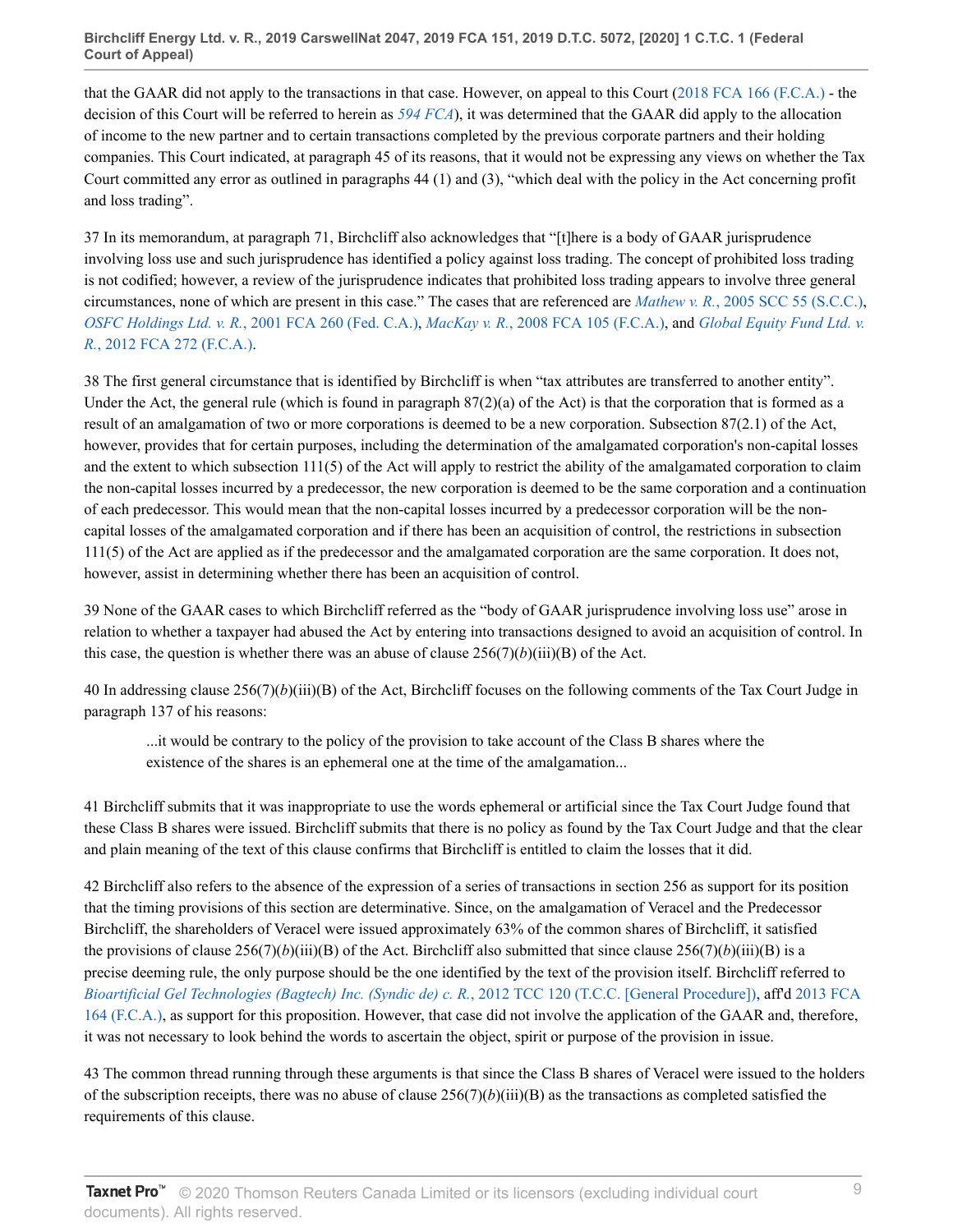that the GAAR did not apply to the transactions in that case. However, on appeal to this Court (2018 FCA 166 (F.C.A.) - the decision of this Court will be referred to herein as *594 FCA*), it was determined that the GAAR did apply to the allocation of income to the new partner and to certain transactions completed by the previous corporate partners and their holding companies. This Court indicated, at paragraph 45 of its reasons, that it would not be expressing any views on whether the Tax Court committed any error as outlined in paragraphs 44 (1) and (3), "which deal with the policy in the Act concerning profit and loss trading".

37 In its memorandum, at paragraph 71, Birchcliff also acknowledges that "[t]here is a body of GAAR jurisprudence involving loss use and such jurisprudence has identified a policy against loss trading. The concept of prohibited loss trading is not codified; however, a review of the jurisprudence indicates that prohibited loss trading appears to involve three general circumstances, none of which are present in this case." The cases that are referenced are *Mathew v. R.*, 2005 SCC 55 (S.C.C.), *OSFC Holdings Ltd. v. R.*, 2001 FCA 260 (Fed. C.A.), *MacKay v. R.*, 2008 FCA 105 (F.C.A.), and *Global Equity Fund Ltd. v. R.*, 2012 FCA 272 (F.C.A.).

38 The first general circumstance that is identified by Birchcliff is when "tax attributes are transferred to another entity". Under the Act, the general rule (which is found in paragraph 87(2)(a) of the Act) is that the corporation that is formed as a result of an amalgamation of two or more corporations is deemed to be a new corporation. Subsection 87(2.1) of the Act, however, provides that for certain purposes, including the determination of the amalgamated corporation's non-capital losses and the extent to which subsection 111(5) of the Act will apply to restrict the ability of the amalgamated corporation to claim the non-capital losses incurred by a predecessor, the new corporation is deemed to be the same corporation and a continuation of each predecessor. This would mean that the non-capital losses incurred by a predecessor corporation will be the non-capital losses of the amalgamated corporation and if there has been an acquisition of control, the restrictions in subsection 111(5) of the Act are applied as if the predecessor and the amalgamated corporation are the same corporation. It does not, however, assist in determining whether there has been an acquisition of control.

39 None of the GAAR cases to which Birchcliff referred as the "body of GAAR jurisprudence involving loss use" arose in relation to whether a taxpayer had abused the Act by entering into transactions designed to avoid an acquisition of control. In this case, the question is whether there was an abuse of clause 256(7)(*b*)(iii)(B) of the Act.

40 In addressing clause 256(7)(*b*)(iii)(B) of the Act, Birchcliff focuses on the following comments of the Tax Court Judge in paragraph 137 of his reasons:

> ...it would be contrary to the policy of the provision to take account of the Class B shares where the existence of the shares is an ephemeral one at the time of the amalgamation...

41 Birchcliff submits that it was inappropriate to use the words ephemeral or artificial since the Tax Court Judge found that these Class B shares were issued. Birchcliff submits that there is no policy as found by the Tax Court Judge and that the clear and plain meaning of the text of this clause confirms that Birchcliff is entitled to claim the losses that it did.

42 Birchcliff also refers to the absence of the expression of a series of transactions in section 256 as support for its position that the timing provisions of this section are determinative. Since, on the amalgamation of Veracel and the Predecessor Birchcliff, the shareholders of Veracel were issued approximately 63% of the common shares of Birchcliff, it satisfied the provisions of clause 256(7)(*b*)(iii)(B) of the Act. Birchcliff also submitted that since clause 256(7)(*b*)(iii)(B) is a precise deeming rule, the only purpose should be the one identified by the text of the provision itself. Birchcliff referred to *Bioartificial Gel Technologies (Bagtech) Inc. (Syndic de) c. R.*, 2012 TCC 120 (T.C.C. [General Procedure]), aff'd 2013 FCA 164 (F.C.A.), as support for this proposition. However, that case did not involve the application of the GAAR and, therefore, it was not necessary to look behind the words to ascertain the object, spirit or purpose of the provision in issue.

43 The common thread running through these arguments is that since the Class B shares of Veracel were issued to the holders of the subscription receipts, there was no abuse of clause 256(7)(*b*)(iii)(B) as the transactions as completed satisfied the requirements of this clause.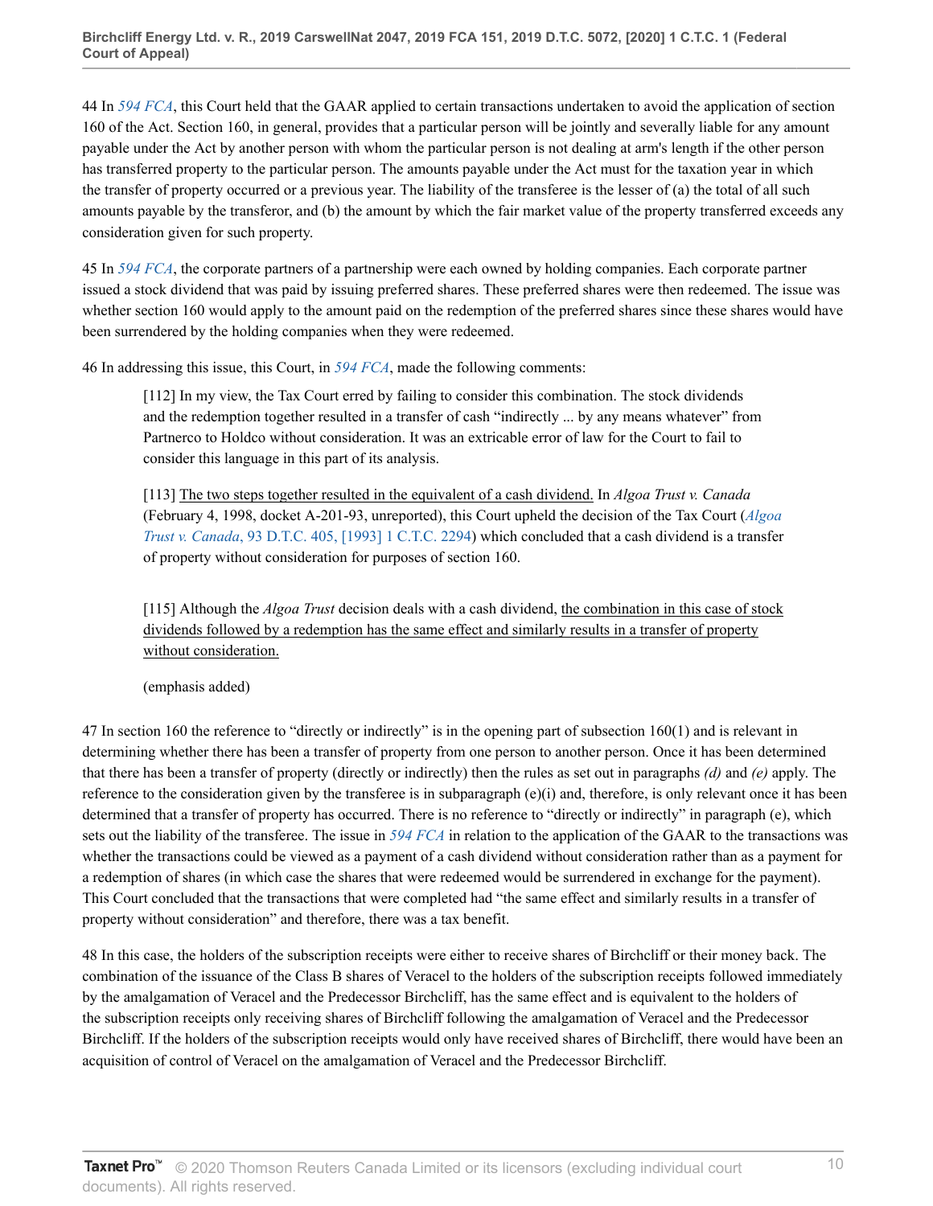44 In *594 FCA*, this Court held that the GAAR applied to certain transactions undertaken to avoid the application of section 160 of the Act. Section 160, in general, provides that a particular person will be jointly and severally liable for any amount payable under the Act by another person with whom the particular person is not dealing at arm's length if the other person has transferred property to the particular person. The amounts payable under the Act must for the taxation year in which the transfer of property occurred or a previous year. The liability of the transferee is the lesser of (a) the total of all such amounts payable by the transferor, and (b) the amount by which the fair market value of the property transferred exceeds any consideration given for such property.

45 In *594 FCA*, the corporate partners of a partnership were each owned by holding companies. Each corporate partner issued a stock dividend that was paid by issuing preferred shares. These preferred shares were then redeemed. The issue was whether section 160 would apply to the amount paid on the redemption of the preferred shares since these shares would have been surrendered by the holding companies when they were redeemed.

46 In addressing this issue, this Court, in *594 FCA*, made the following comments:

> [112] In my view, the Tax Court erred by failing to consider this combination. The stock dividends and the redemption together resulted in a transfer of cash "indirectly ... by any means whatever" from Partnerco to Holdco without consideration. It was an extricable error of law for the Court to fail to consider this language in this part of its analysis.
>
> [113] <u>The two steps together resulted in the equivalent of a cash dividend.</u> In *Algoa Trust v. Canada* (February 4, 1998, docket A-201-93, unreported), this Court upheld the decision of the Tax Court (*Algoa Trust v. Canada*, 93 D.T.C. 405, [1993] 1 C.T.C. 2294) which concluded that a cash dividend is a transfer of property without consideration for purposes of section 160.
>
> [115] Although the *Algoa Trust* decision deals with a cash dividend, <u>the combination in this case of stock dividends followed by a redemption has the same effect and similarly results in a transfer of property without consideration.</u>
>
> (emphasis added)

47 In section 160 the reference to "directly or indirectly" is in the opening part of subsection 160(1) and is relevant in determining whether there has been a transfer of property from one person to another person. Once it has been determined that there has been a transfer of property (directly or indirectly) then the rules as set out in paragraphs *(d)* and *(e)* apply. The reference to the consideration given by the transferee is in subparagraph (e)(i) and, therefore, is only relevant once it has been determined that a transfer of property has occurred. There is no reference to "directly or indirectly" in paragraph (e), which sets out the liability of the transferee. The issue in *594 FCA* in relation to the application of the GAAR to the transactions was whether the transactions could be viewed as a payment of a cash dividend without consideration rather than as a payment for a redemption of shares (in which case the shares that were redeemed would be surrendered in exchange for the payment). This Court concluded that the transactions that were completed had "the same effect and similarly results in a transfer of property without consideration" and therefore, there was a tax benefit.

48 In this case, the holders of the subscription receipts were either to receive shares of Birchcliff or their money back. The combination of the issuance of the Class B shares of Veracel to the holders of the subscription receipts followed immediately by the amalgamation of Veracel and the Predecessor Birchcliff, has the same effect and is equivalent to the holders of the subscription receipts only receiving shares of Birchcliff following the amalgamation of Veracel and the Predecessor Birchcliff. If the holders of the subscription receipts would only have received shares of Birchcliff, there would have been an acquisition of control of Veracel on the amalgamation of Veracel and the Predecessor Birchcliff.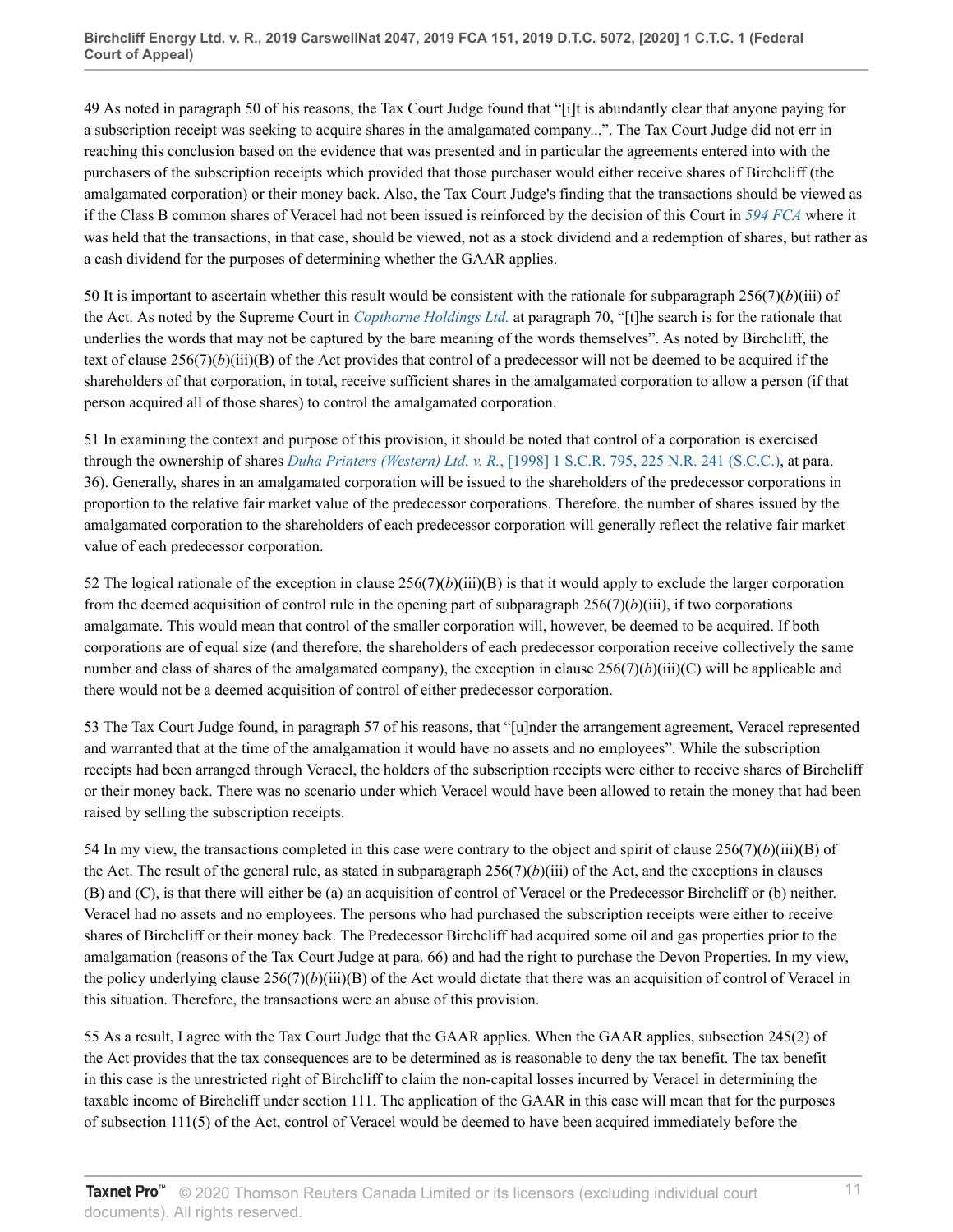49 As noted in paragraph 50 of his reasons, the Tax Court Judge found that "[i]t is abundantly clear that anyone paying for a subscription receipt was seeking to acquire shares in the amalgamated company...". The Tax Court Judge did not err in reaching this conclusion based on the evidence that was presented and in particular the agreements entered into with the purchasers of the subscription receipts which provided that those purchaser would either receive shares of Birchcliff (the amalgamated corporation) or their money back. Also, the Tax Court Judge's finding that the transactions should be viewed as if the Class B common shares of Veracel had not been issued is reinforced by the decision of this Court in *594 FCA* where it was held that the transactions, in that case, should be viewed, not as a stock dividend and a redemption of shares, but rather as a cash dividend for the purposes of determining whether the GAAR applies.

50 It is important to ascertain whether this result would be consistent with the rationale for subparagraph 256(7)(*b*)(iii) of the Act. As noted by the Supreme Court in *Copthorne Holdings Ltd.* at paragraph 70, "[t]he search is for the rationale that underlies the words that may not be captured by the bare meaning of the words themselves". As noted by Birchcliff, the text of clause 256(7)(*b*)(iii)(B) of the Act provides that control of a predecessor will not be deemed to be acquired if the shareholders of that corporation, in total, receive sufficient shares in the amalgamated corporation to allow a person (if that person acquired all of those shares) to control the amalgamated corporation.

51 In examining the context and purpose of this provision, it should be noted that control of a corporation is exercised through the ownership of shares *Duha Printers (Western) Ltd. v. R.*, [1998] 1 S.C.R. 795, 225 N.R. 241 (S.C.C.), at para. 36). Generally, shares in an amalgamated corporation will be issued to the shareholders of the predecessor corporations in proportion to the relative fair market value of the predecessor corporations. Therefore, the number of shares issued by the amalgamated corporation to the shareholders of each predecessor corporation will generally reflect the relative fair market value of each predecessor corporation.

52 The logical rationale of the exception in clause 256(7)(*b*)(iii)(B) is that it would apply to exclude the larger corporation from the deemed acquisition of control rule in the opening part of subparagraph 256(7)(*b*)(iii), if two corporations amalgamate. This would mean that control of the smaller corporation will, however, be deemed to be acquired. If both corporations are of equal size (and therefore, the shareholders of each predecessor corporation receive collectively the same number and class of shares of the amalgamated company), the exception in clause 256(7)(*b*)(iii)(C) will be applicable and there would not be a deemed acquisition of control of either predecessor corporation.

53 The Tax Court Judge found, in paragraph 57 of his reasons, that "[u]nder the arrangement agreement, Veracel represented and warranted that at the time of the amalgamation it would have no assets and no employees". While the subscription receipts had been arranged through Veracel, the holders of the subscription receipts were either to receive shares of Birchcliff or their money back. There was no scenario under which Veracel would have been allowed to retain the money that had been raised by selling the subscription receipts.

54 In my view, the transactions completed in this case were contrary to the object and spirit of clause 256(7)(*b*)(iii)(B) of the Act. The result of the general rule, as stated in subparagraph 256(7)(*b*)(iii) of the Act, and the exceptions in clauses (B) and (C), is that there will either be (a) an acquisition of control of Veracel or the Predecessor Birchcliff or (b) neither. Veracel had no assets and no employees. The persons who had purchased the subscription receipts were either to receive shares of Birchcliff or their money back. The Predecessor Birchcliff had acquired some oil and gas properties prior to the amalgamation (reasons of the Tax Court Judge at para. 66) and had the right to purchase the Devon Properties. In my view, the policy underlying clause 256(7)(*b*)(iii)(B) of the Act would dictate that there was an acquisition of control of Veracel in this situation. Therefore, the transactions were an abuse of this provision.

55 As a result, I agree with the Tax Court Judge that the GAAR applies. When the GAAR applies, subsection 245(2) of the Act provides that the tax consequences are to be determined as is reasonable to deny the tax benefit. The tax benefit in this case is the unrestricted right of Birchcliff to claim the non-capital losses incurred by Veracel in determining the taxable income of Birchcliff under section 111. The application of the GAAR in this case will mean that for the purposes of subsection 111(5) of the Act, control of Veracel would be deemed to have been acquired immediately before the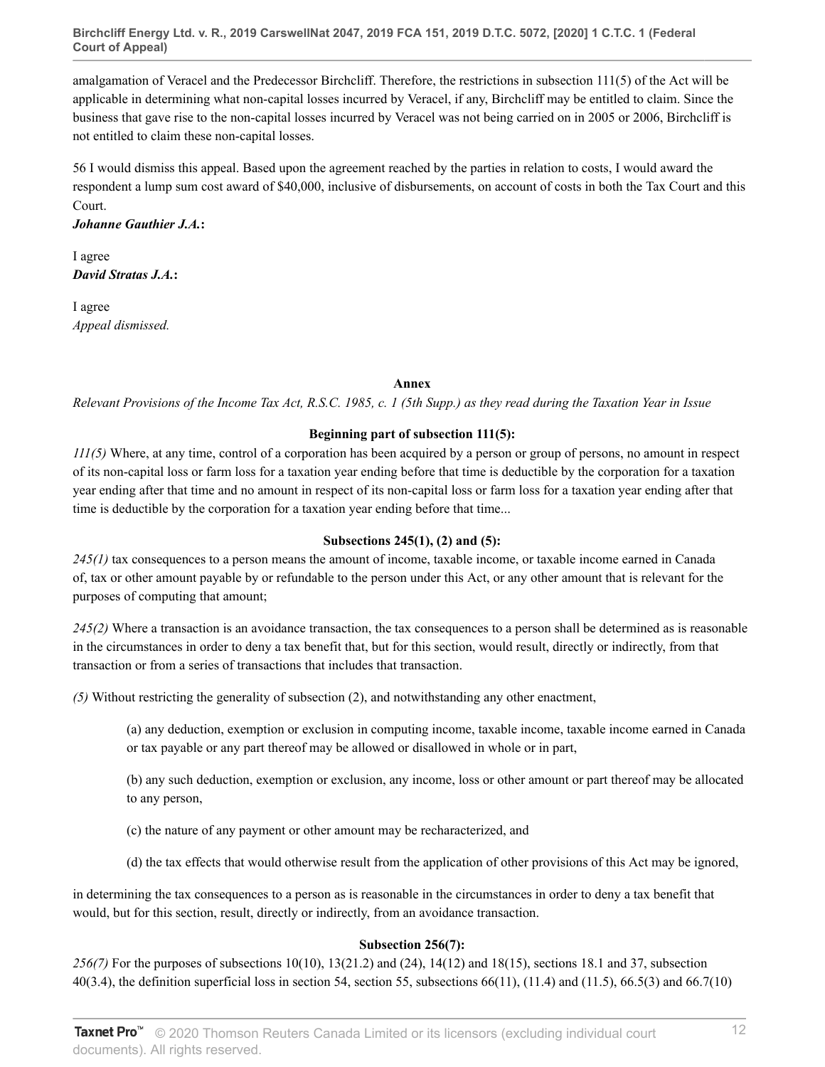amalgamation of Veracel and the Predecessor Birchcliff. Therefore, the restrictions in subsection 111(5) of the Act will be applicable in determining what non-capital losses incurred by Veracel, if any, Birchcliff may be entitled to claim. Since the business that gave rise to the non-capital losses incurred by Veracel was not being carried on in 2005 or 2006, Birchcliff is not entitled to claim these non-capital losses.

56 I would dismiss this appeal. Based upon the agreement reached by the parties in relation to costs, I would award the respondent a lump sum cost award of $40,000, inclusive of disbursements, on account of costs in both the Tax Court and this Court.

***Johanne Gauthier J.A.*:**

I agree

***David Stratas J.A.*:**

I agree

*Appeal dismissed.*

**Annex**

*Relevant Provisions of the Income Tax Act, R.S.C. 1985, c. 1 (5th Supp.) as they read during the Taxation Year in Issue*

**Beginning part of subsection 111(5):**

*111(5)* Where, at any time, control of a corporation has been acquired by a person or group of persons, no amount in respect of its non-capital loss or farm loss for a taxation year ending before that time is deductible by the corporation for a taxation year ending after that time and no amount in respect of its non-capital loss or farm loss for a taxation year ending after that time is deductible by the corporation for a taxation year ending before that time...

**Subsections 245(1), (2) and (5):**

*245(1)* tax consequences to a person means the amount of income, taxable income, or taxable income earned in Canada of, tax or other amount payable by or refundable to the person under this Act, or any other amount that is relevant for the purposes of computing that amount;

*245(2)* Where a transaction is an avoidance transaction, the tax consequences to a person shall be determined as is reasonable in the circumstances in order to deny a tax benefit that, but for this section, would result, directly or indirectly, from that transaction or from a series of transactions that includes that transaction.

*(5)* Without restricting the generality of subsection (2), and notwithstanding any other enactment,

> (a) any deduction, exemption or exclusion in computing income, taxable income, taxable income earned in Canada or tax payable or any part thereof may be allowed or disallowed in whole or in part,
>
> (b) any such deduction, exemption or exclusion, any income, loss or other amount or part thereof may be allocated to any person,
>
> (c) the nature of any payment or other amount may be recharacterized, and
>
> (d) the tax effects that would otherwise result from the application of other provisions of this Act may be ignored,

in determining the tax consequences to a person as is reasonable in the circumstances in order to deny a tax benefit that would, but for this section, result, directly or indirectly, from an avoidance transaction.

**Subsection 256(7):**

*256(7)* For the purposes of subsections 10(10), 13(21.2) and (24), 14(12) and 18(15), sections 18.1 and 37, subsection 40(3.4), the definition superficial loss in section 54, section 55, subsections 66(11), (11.4) and (11.5), 66.5(3) and 66.7(10)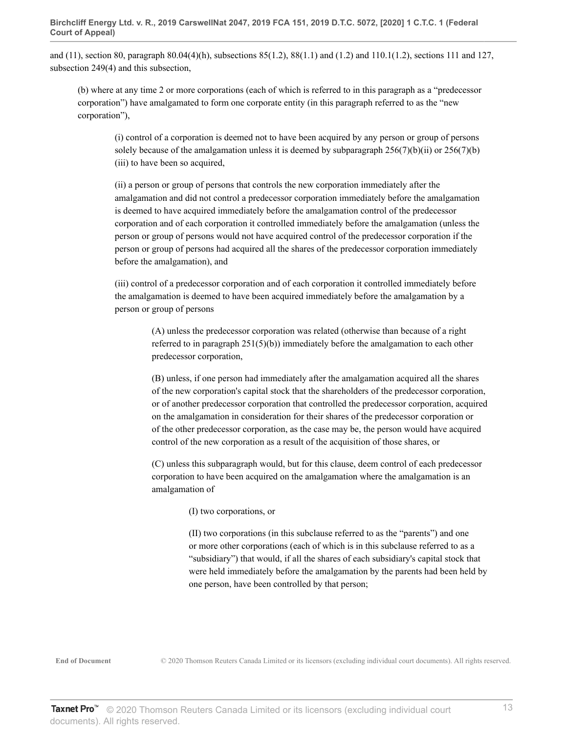and (11), section 80, paragraph 80.04(4)(h), subsections 85(1.2), 88(1.1) and (1.2) and 110.1(1.2), sections 111 and 127, subsection 249(4) and this subsection,

> (b) where at any time 2 or more corporations (each of which is referred to in this paragraph as a "predecessor corporation") have amalgamated to form one corporate entity (in this paragraph referred to as the "new corporation"),
>
> > (i) control of a corporation is deemed not to have been acquired by any person or group of persons solely because of the amalgamation unless it is deemed by subparagraph 256(7)(b)(ii) or 256(7)(b)(iii) to have been so acquired,
> >
> > (ii) a person or group of persons that controls the new corporation immediately after the amalgamation and did not control a predecessor corporation immediately before the amalgamation is deemed to have acquired immediately before the amalgamation control of the predecessor corporation and of each corporation it controlled immediately before the amalgamation (unless the person or group of persons would not have acquired control of the predecessor corporation if the person or group of persons had acquired all the shares of the predecessor corporation immediately before the amalgamation), and
> >
> > (iii) control of a predecessor corporation and of each corporation it controlled immediately before the amalgamation is deemed to have been acquired immediately before the amalgamation by a person or group of persons
> >
> > > (A) unless the predecessor corporation was related (otherwise than because of a right referred to in paragraph 251(5)(b)) immediately before the amalgamation to each other predecessor corporation,
> > >
> > > (B) unless, if one person had immediately after the amalgamation acquired all the shares of the new corporation's capital stock that the shareholders of the predecessor corporation, or of another predecessor corporation that controlled the predecessor corporation, acquired on the amalgamation in consideration for their shares of the predecessor corporation or of the other predecessor corporation, as the case may be, the person would have acquired control of the new corporation as a result of the acquisition of those shares, or
> > >
> > > (C) unless this subparagraph would, but for this clause, deem control of each predecessor corporation to have been acquired on the amalgamation where the amalgamation is an amalgamation of
> > >
> > > > (I) two corporations, or
> > > >
> > > > (II) two corporations (in this subclause referred to as the "parents") and one or more other corporations (each of which is in this subclause referred to as a "subsidiary") that would, if all the shares of each subsidiary's capital stock that were held immediately before the amalgamation by the parents had been held by one person, have been controlled by that person;

End of Document